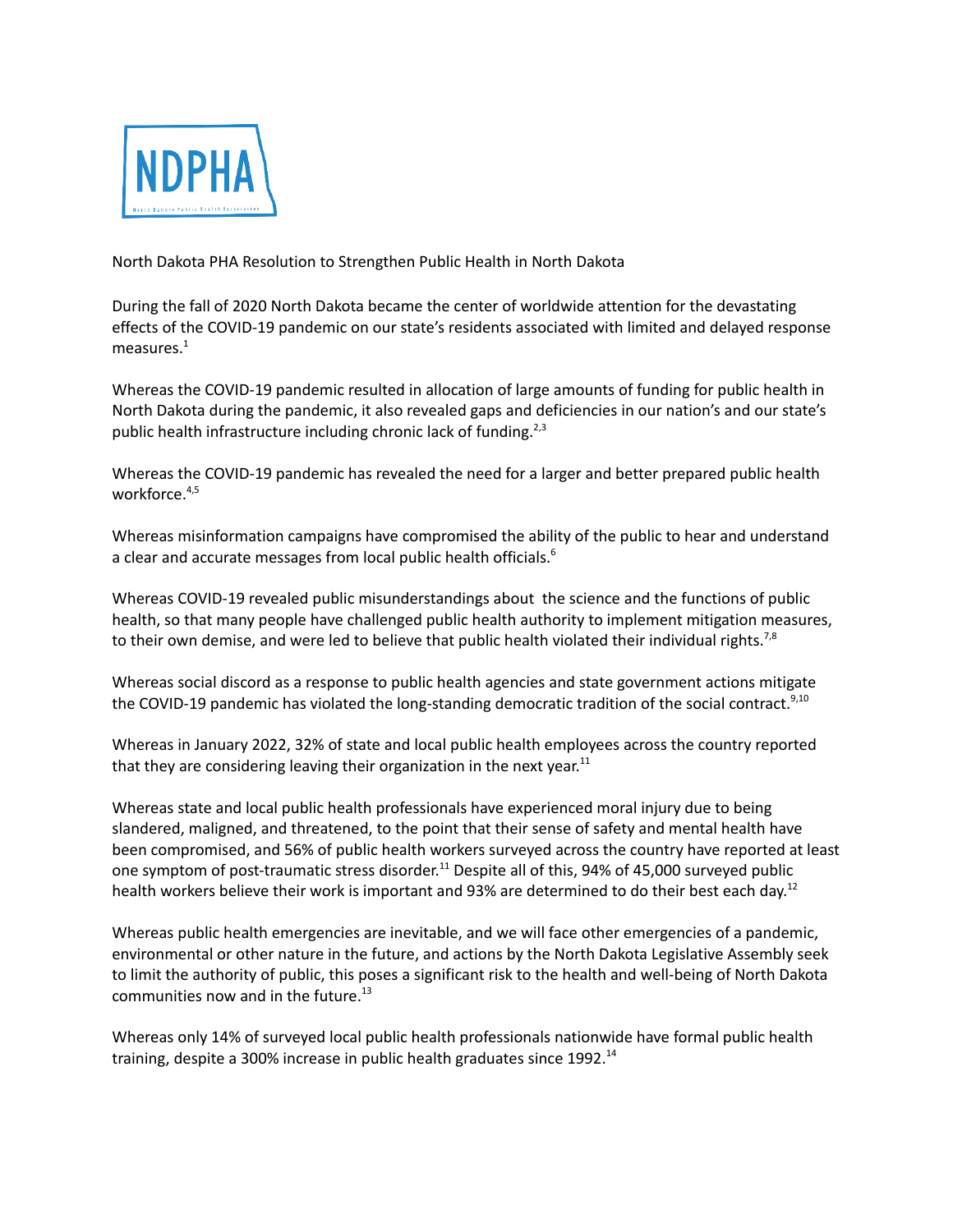NDPHA

North Dakota Public Health Association

North Dakota PHA Resolution to Strengthen Public Health in North Dakota

During the fall of 2020 North Dakota became the center of worldwide attention for the devastating effects of the COVID-19 pandemic on our state's residents associated with limited and delayed response measures.[1]

Whereas the COVID-19 pandemic resulted in allocation of large amounts of funding for public health in North Dakota during the pandemic, it also revealed gaps and deficiencies in our nation's and our state's public health infrastructure including chronic lack of funding.[2,3]

Whereas the COVID-19 pandemic has revealed the need for a larger and better prepared public health workforce.[4,5]

Whereas misinformation campaigns have compromised the ability of the public to hear and understand a clear and accurate messages from local public health officials.[6]

Whereas COVID-19 revealed public misunderstandings about the science and the functions of public health, so that many people have challenged public health authority to implement mitigation measures, to their own demise, and were led to believe that public health violated their individual rights.[7,8]

Whereas social discord as a response to public health agencies and state government actions mitigate the COVID-19 pandemic has violated the long-standing democratic tradition of the social contract.[9,10]

Whereas in January 2022, 32% of state and local public health employees across the country reported that they are considering leaving their organization in the next year.[11]

Whereas state and local public health professionals have experienced moral injury due to being slandered, maligned, and threatened, to the point that their sense of safety and mental health have been compromised, and 56% of public health workers surveyed across the country have reported at least one symptom of post-traumatic stress disorder.[11] Despite all of this, 94% of 45,000 surveyed public health workers believe their work is important and 93% are determined to do their best each day.[12]

Whereas public health emergencies are inevitable, and we will face other emergencies of a pandemic, environmental or other nature in the future, and actions by the North Dakota Legislative Assembly seek to limit the authority of public, this poses a significant risk to the health and well-being of North Dakota communities now and in the future.[13]

Whereas only 14% of surveyed local public health professionals nationwide have formal public health training, despite a 300% increase in public health graduates since 1992.[14]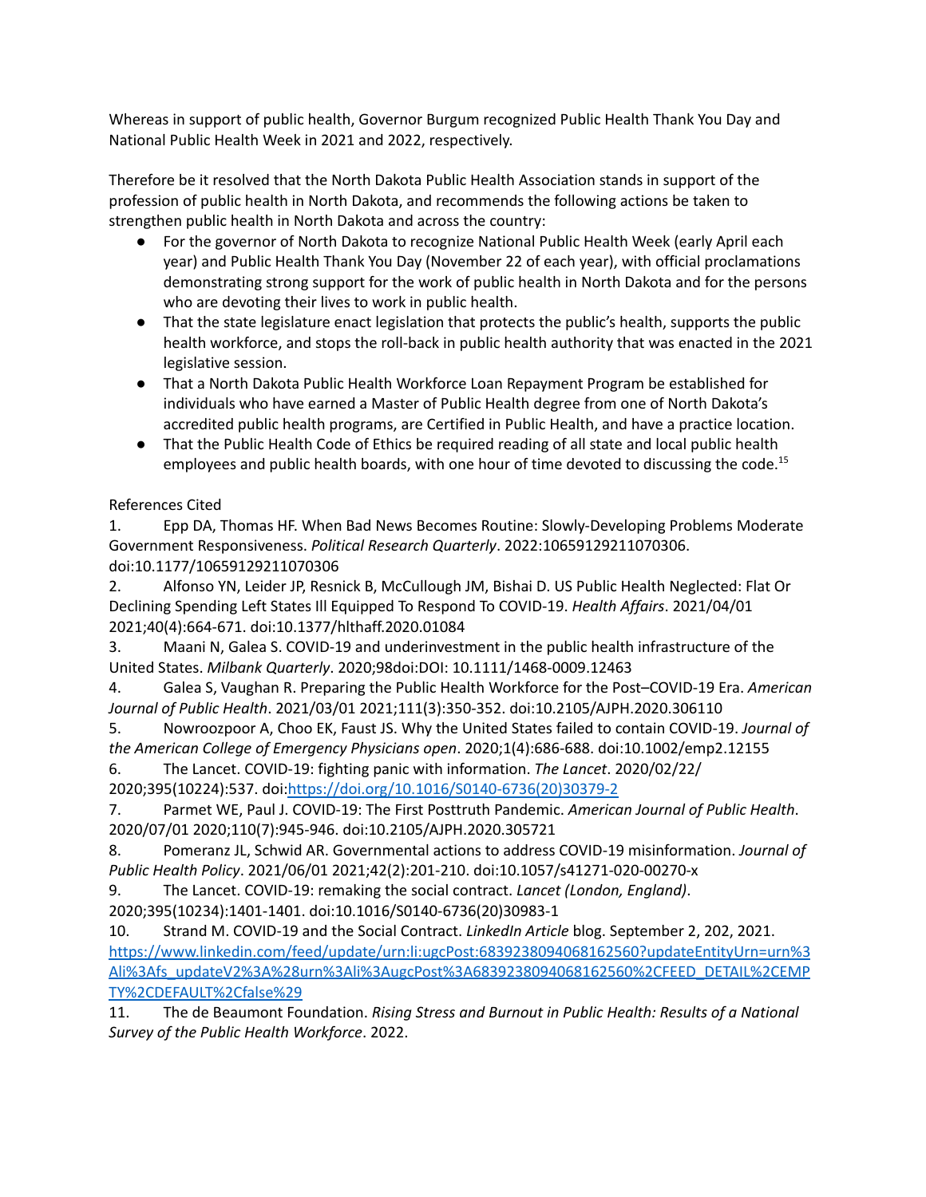Whereas in support of public health, Governor Burgum recognized Public Health Thank You Day and National Public Health Week in 2021 and 2022, respectively.

Therefore be it resolved that the North Dakota Public Health Association stands in support of the profession of public health in North Dakota, and recommends the following actions be taken to strengthen public health in North Dakota and across the country:

- For the governor of North Dakota to recognize National Public Health Week (early April each year) and Public Health Thank You Day (November 22 of each year), with official proclamations demonstrating strong support for the work of public health in North Dakota and for the persons who are devoting their lives to work in public health.
- That the state legislature enact legislation that protects the public's health, supports the public health workforce, and stops the roll-back in public health authority that was enacted in the 2021 legislative session.
- That a North Dakota Public Health Workforce Loan Repayment Program be established for individuals who have earned a Master of Public Health degree from one of North Dakota's accredited public health programs, are Certified in Public Health, and have a practice location.
- That the Public Health Code of Ethics be required reading of all state and local public health employees and public health boards, with one hour of time devoted to discussing the code.[15]

References Cited

1. Epp DA, Thomas HF. When Bad News Becomes Routine: Slowly-Developing Problems Moderate Government Responsiveness. *Political Research Quarterly*. 2022:10659129211070306. doi:10.1177/10659129211070306
2. Alfonso YN, Leider JP, Resnick B, McCullough JM, Bishai D. US Public Health Neglected: Flat Or Declining Spending Left States Ill Equipped To Respond To COVID-19. *Health Affairs*. 2021/04/01 2021;40(4):664-671. doi:10.1377/hlthaff.2020.01084
3. Maani N, Galea S. COVID-19 and underinvestment in the public health infrastructure of the United States. *Milbank Quarterly*. 2020;98doi:DOI: 10.1111/1468-0009.12463
4. Galea S, Vaughan R. Preparing the Public Health Workforce for the Post–COVID-19 Era. *American Journal of Public Health*. 2021/03/01 2021;111(3):350-352. doi:10.2105/AJPH.2020.306110
5. Nowroozpoor A, Choo EK, Faust JS. Why the United States failed to contain COVID-19. *Journal of the American College of Emergency Physicians open*. 2020;1(4):686-688. doi:10.1002/emp2.12155
6. The Lancet. COVID-19: fighting panic with information. *The Lancet*. 2020/02/22/ 2020;395(10224):537. doi:https://doi.org/10.1016/S0140-6736(20)30379-2
7. Parmet WE, Paul J. COVID-19: The First Posttruth Pandemic. *American Journal of Public Health*. 2020/07/01 2020;110(7):945-946. doi:10.2105/AJPH.2020.305721
8. Pomeranz JL, Schwid AR. Governmental actions to address COVID-19 misinformation. *Journal of Public Health Policy*. 2021/06/01 2021;42(2):201-210. doi:10.1057/s41271-020-00270-x
9. The Lancet. COVID-19: remaking the social contract. *Lancet (London, England)*. 2020;395(10234):1401-1401. doi:10.1016/S0140-6736(20)30983-1
10. Strand M. COVID-19 and the Social Contract. *LinkedIn Article* blog. September 2, 202, 2021. https://www.linkedin.com/feed/update/urn:li:ugcPost:6839238094068162560?updateEntityUrn=urn%3Ali%3Afs_updateV2%3A%28urn%3Ali%3AugcPost%3A6839238094068162560%2CFEED_DETAIL%2CEMPTY%2CDEFAULT%2Cfalse%29
11. The de Beaumont Foundation. *Rising Stress and Burnout in Public Health: Results of a National Survey of the Public Health Workforce*. 2022.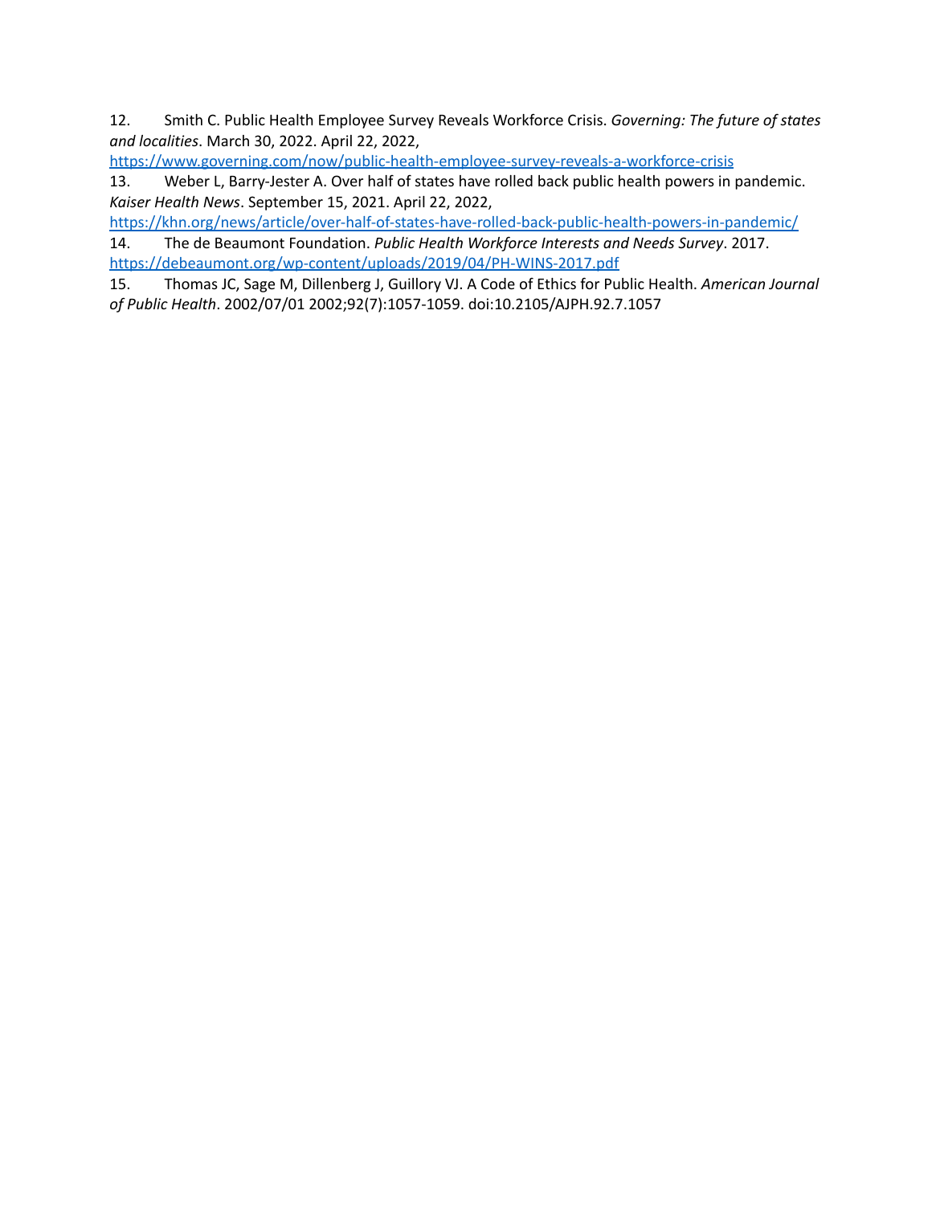12. Smith C. Public Health Employee Survey Reveals Workforce Crisis. *Governing: The future of states and localities*. March 30, 2022. April 22, 2022, https://www.governing.com/now/public-health-employee-survey-reveals-a-workforce-crisis

13. Weber L, Barry-Jester A. Over half of states have rolled back public health powers in pandemic. *Kaiser Health News*. September 15, 2021. April 22, 2022, https://khn.org/news/article/over-half-of-states-have-rolled-back-public-health-powers-in-pandemic/

14. The de Beaumont Foundation. *Public Health Workforce Interests and Needs Survey*. 2017. https://debeaumont.org/wp-content/uploads/2019/04/PH-WINS-2017.pdf

15. Thomas JC, Sage M, Dillenberg J, Guillory VJ. A Code of Ethics for Public Health. *American Journal of Public Health*. 2002/07/01 2002;92(7):1057-1059. doi:10.2105/AJPH.92.7.1057